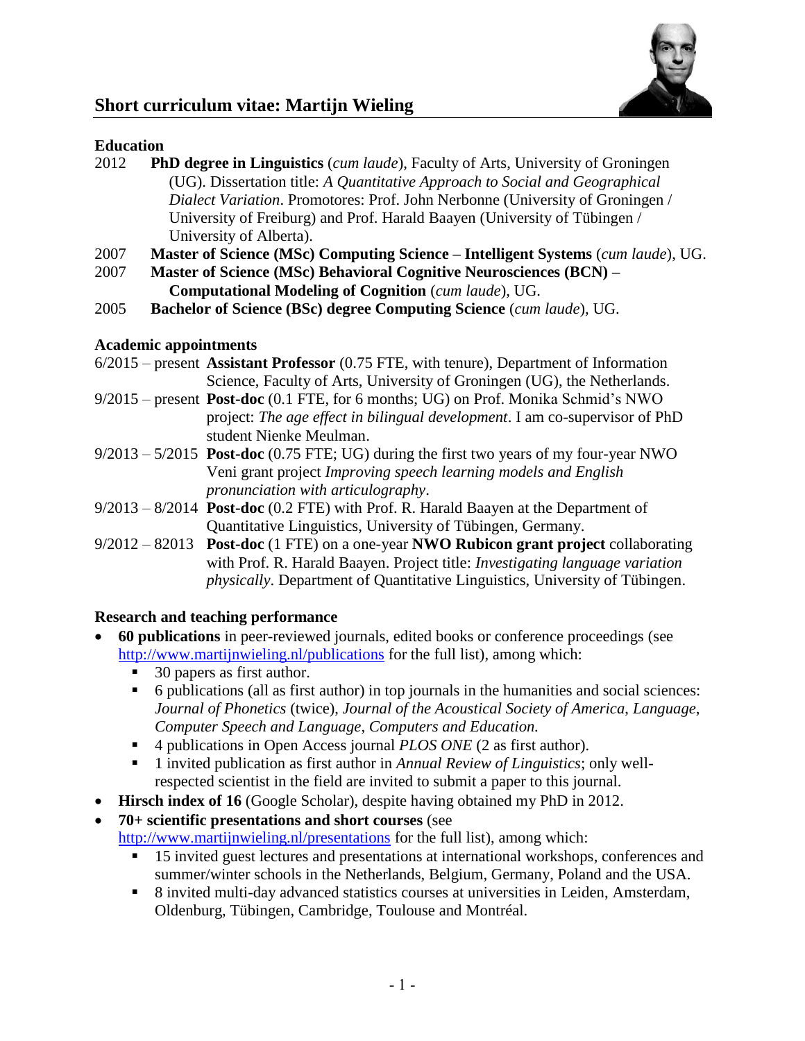# Short curriculum vitae: Martijn Wieling

## Education

2012 **PhD degree in Linguistics** (*cum laude*), Faculty of Arts, University of Groningen (UG). Dissertation title: *A Quantitative Approach to Social and Geographical Dialect Variation*. Promotores: Prof. John Nerbonne (University of Groningen / University of Freiburg) and Prof. Harald Baayen (University of Tübingen / University of Alberta).

2007 **Master of Science (MSc) Computing Science – Intelligent Systems** (*cum laude*), UG.

2007 **Master of Science (MSc) Behavioral Cognitive Neurosciences (BCN) – Computational Modeling of Cognition** (*cum laude*), UG.

2005 **Bachelor of Science (BSc) degree Computing Science** (*cum laude*), UG.

## Academic appointments

6/2015 – present **Assistant Professor** (0.75 FTE, with tenure), Department of Information Science, Faculty of Arts, University of Groningen (UG), the Netherlands.

9/2015 – present **Post-doc** (0.1 FTE, for 6 months; UG) on Prof. Monika Schmid's NWO project: *The age effect in bilingual development*. I am co-supervisor of PhD student Nienke Meulman.

9/2013 – 5/2015 **Post-doc** (0.75 FTE; UG) during the first two years of my four-year NWO Veni grant project *Improving speech learning models and English pronunciation with articulography*.

9/2013 – 8/2014 **Post-doc** (0.2 FTE) with Prof. R. Harald Baayen at the Department of Quantitative Linguistics, University of Tübingen, Germany.

9/2012 – 82013 **Post-doc** (1 FTE) on a one-year **NWO Rubicon grant project** collaborating with Prof. R. Harald Baayen. Project title: *Investigating language variation physically*. Department of Quantitative Linguistics, University of Tübingen.

## Research and teaching performance

- **60 publications** in peer-reviewed journals, edited books or conference proceedings (see http://www.martijnwieling.nl/publications for the full list), among which:
  - 30 papers as first author.
  - 6 publications (all as first author) in top journals in the humanities and social sciences: *Journal of Phonetics* (twice), *Journal of the Acoustical Society of America*, *Language*, *Computer Speech and Language*, *Computers and Education*.
  - 4 publications in Open Access journal *PLOS ONE* (2 as first author).
  - 1 invited publication as first author in *Annual Review of Linguistics*; only well-respected scientist in the field are invited to submit a paper to this journal.
- **Hirsch index of 16** (Google Scholar), despite having obtained my PhD in 2012.
- **70+ scientific presentations and short courses** (see http://www.martijnwieling.nl/presentations for the full list), among which:
  - 15 invited guest lectures and presentations at international workshops, conferences and summer/winter schools in the Netherlands, Belgium, Germany, Poland and the USA.
  - 8 invited multi-day advanced statistics courses at universities in Leiden, Amsterdam, Oldenburg, Tübingen, Cambridge, Toulouse and Montréal.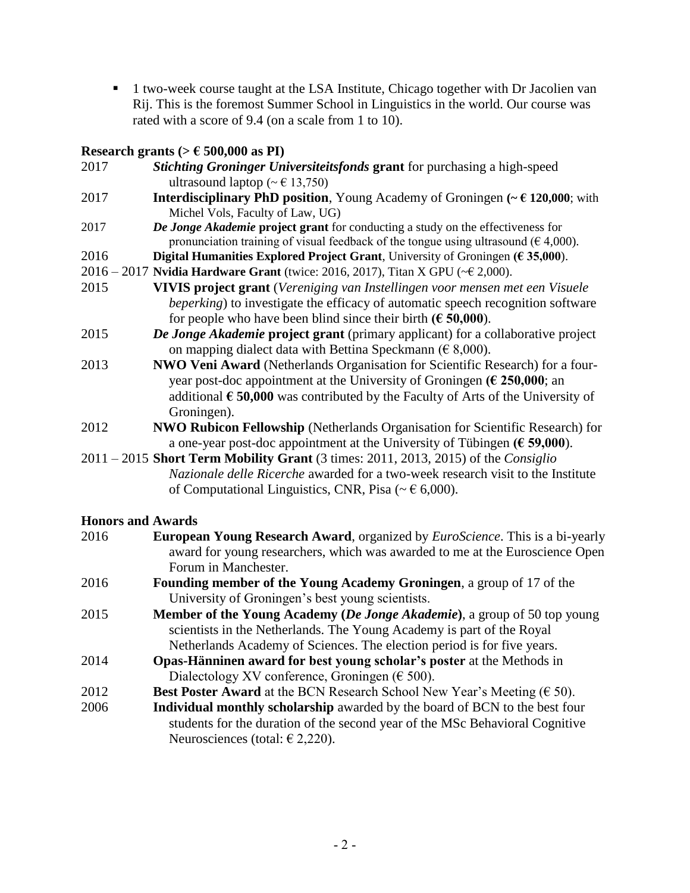- 1 two-week course taught at the LSA Institute, Chicago together with Dr Jacolien van Rij. This is the foremost Summer School in Linguistics in the world. Our course was rated with a score of 9.4 (on a scale from 1 to 10).

**Research grants (> € 500,000 as PI)**

2017 ***Stichting Groninger Universiteitsfonds* grant** for purchasing a high-speed ultrasound laptop (~ € 13,750)

2017 **Interdisciplinary PhD position**, Young Academy of Groningen **(~ € 120,000**; with Michel Vols, Faculty of Law, UG)

2017 ***De Jonge Akademie* project grant** for conducting a study on the effectiveness for pronunciation training of visual feedback of the tongue using ultrasound (€ 4,000).

2016 **Digital Humanities Explored Project Grant**, University of Groningen **(€ 35,000**).

2016 – 2017 **Nvidia Hardware Grant** (twice: 2016, 2017), Titan X GPU (~€ 2,000).

2015 **VIVIS project grant** (*Vereniging van Instellingen voor mensen met een Visuele beperking*) to investigate the efficacy of automatic speech recognition software for people who have been blind since their birth **(€ 50,000**).

2015 ***De Jonge Akademie* project grant** (primary applicant) for a collaborative project on mapping dialect data with Bettina Speckmann (€ 8,000).

2013 **NWO Veni Award** (Netherlands Organisation for Scientific Research) for a four-year post-doc appointment at the University of Groningen **(€ 250,000**; an additional **€ 50,000** was contributed by the Faculty of Arts of the University of Groningen).

2012 **NWO Rubicon Fellowship** (Netherlands Organisation for Scientific Research) for a one-year post-doc appointment at the University of Tübingen **(€ 59,000**).

2011 – 2015 **Short Term Mobility Grant** (3 times: 2011, 2013, 2015) of the *Consiglio Nazionale delle Ricerche* awarded for a two-week research visit to the Institute of Computational Linguistics, CNR, Pisa (~ € 6,000).

**Honors and Awards**

2016 **European Young Research Award**, organized by *EuroScience*. This is a bi-yearly award for young researchers, which was awarded to me at the Euroscience Open Forum in Manchester.

2016 **Founding member of the Young Academy Groningen**, a group of 17 of the University of Groningen's best young scientists.

2015 **Member of the Young Academy (*De Jonge Akademie*)**, a group of 50 top young scientists in the Netherlands. The Young Academy is part of the Royal Netherlands Academy of Sciences. The election period is for five years.

2014 **Opas-Hänninen award for best young scholar's poster** at the Methods in Dialectology XV conference, Groningen (€ 500).

2012 **Best Poster Award** at the BCN Research School New Year's Meeting (€ 50).

2006 **Individual monthly scholarship** awarded by the board of BCN to the best four students for the duration of the second year of the MSc Behavioral Cognitive Neurosciences (total: € 2,220).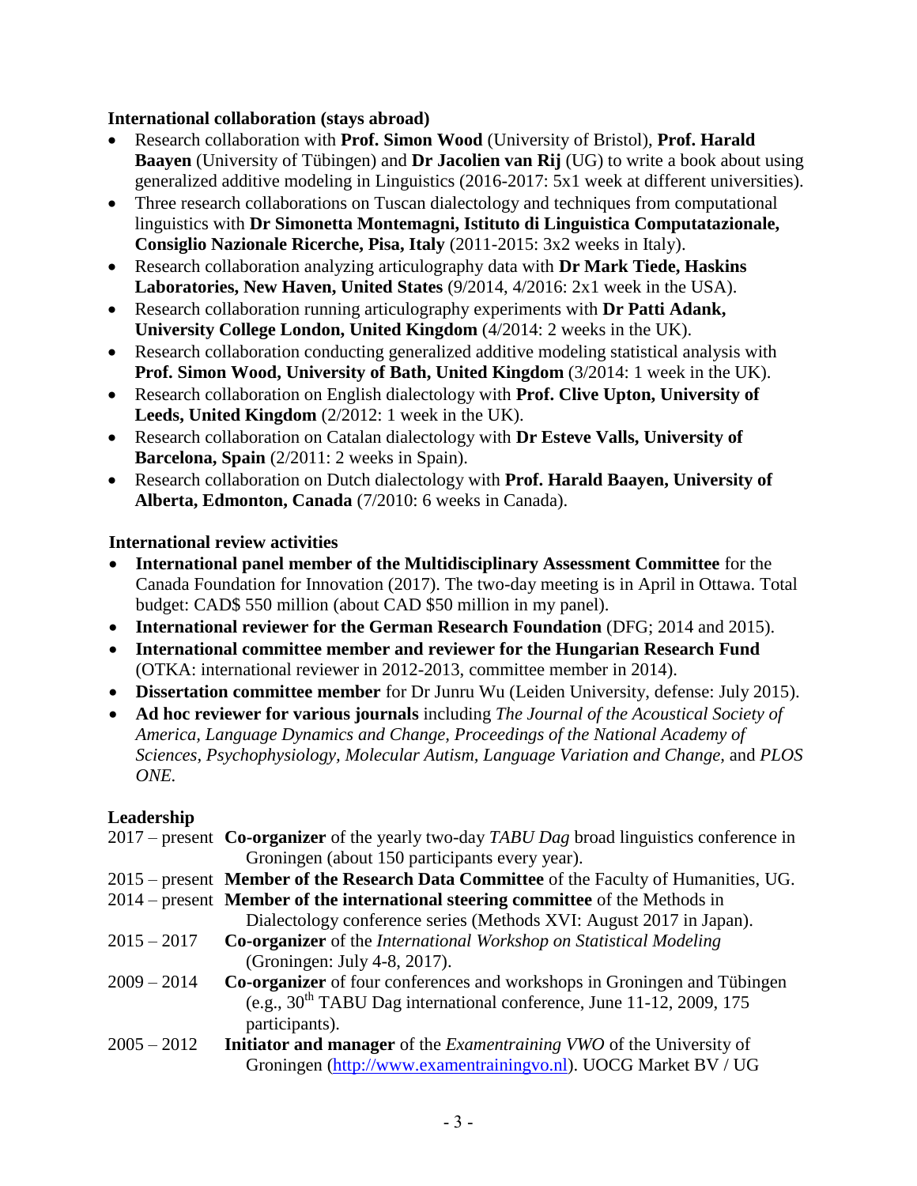**International collaboration (stays abroad)**

- Research collaboration with **Prof. Simon Wood** (University of Bristol), **Prof. Harald Baayen** (University of Tübingen) and **Dr Jacolien van Rij** (UG) to write a book about using generalized additive modeling in Linguistics (2016-2017: 5x1 week at different universities).
- Three research collaborations on Tuscan dialectology and techniques from computational linguistics with **Dr Simonetta Montemagni, Istituto di Linguistica Computatazionale, Consiglio Nazionale Ricerche, Pisa, Italy** (2011-2015: 3x2 weeks in Italy).
- Research collaboration analyzing articulography data with **Dr Mark Tiede, Haskins Laboratories, New Haven, United States** (9/2014, 4/2016: 2x1 week in the USA).
- Research collaboration running articulography experiments with **Dr Patti Adank, University College London, United Kingdom** (4/2014: 2 weeks in the UK).
- Research collaboration conducting generalized additive modeling statistical analysis with **Prof. Simon Wood, University of Bath, United Kingdom** (3/2014: 1 week in the UK).
- Research collaboration on English dialectology with **Prof. Clive Upton, University of Leeds, United Kingdom** (2/2012: 1 week in the UK).
- Research collaboration on Catalan dialectology with **Dr Esteve Valls, University of Barcelona, Spain** (2/2011: 2 weeks in Spain).
- Research collaboration on Dutch dialectology with **Prof. Harald Baayen, University of Alberta, Edmonton, Canada** (7/2010: 6 weeks in Canada).

**International review activities**

- **International panel member of the Multidisciplinary Assessment Committee** for the Canada Foundation for Innovation (2017). The two-day meeting is in April in Ottawa. Total budget: CAD$ 550 million (about CAD $50 million in my panel).
- **International reviewer for the German Research Foundation** (DFG; 2014 and 2015).
- **International committee member and reviewer for the Hungarian Research Fund** (OTKA: international reviewer in 2012-2013, committee member in 2014).
- **Dissertation committee member** for Dr Junru Wu (Leiden University, defense: July 2015).
- **Ad hoc reviewer for various journals** including *The Journal of the Acoustical Society of America*, *Language Dynamics and Change*, *Proceedings of the National Academy of Sciences*, *Psychophysiology*, *Molecular Autism*, *Language Variation and Change*, and *PLOS ONE.*

**Leadership**

2017 – present **Co-organizer** of the yearly two-day *TABU Dag* broad linguistics conference in Groningen (about 150 participants every year).

2015 – present **Member of the Research Data Committee** of the Faculty of Humanities, UG.

2014 – present **Member of the international steering committee** of the Methods in Dialectology conference series (Methods XVI: August 2017 in Japan).

2015 – 2017 **Co-organizer** of the *International Workshop on Statistical Modeling* (Groningen: July 4-8, 2017).

2009 – 2014 **Co-organizer** of four conferences and workshops in Groningen and Tübingen (e.g., 30th TABU Dag international conference, June 11-12, 2009, 175 participants).

2005 – 2012 **Initiator and manager** of the *Examentraining VWO* of the University of Groningen (http://www.examentrainingvo.nl). UOCG Market BV / UG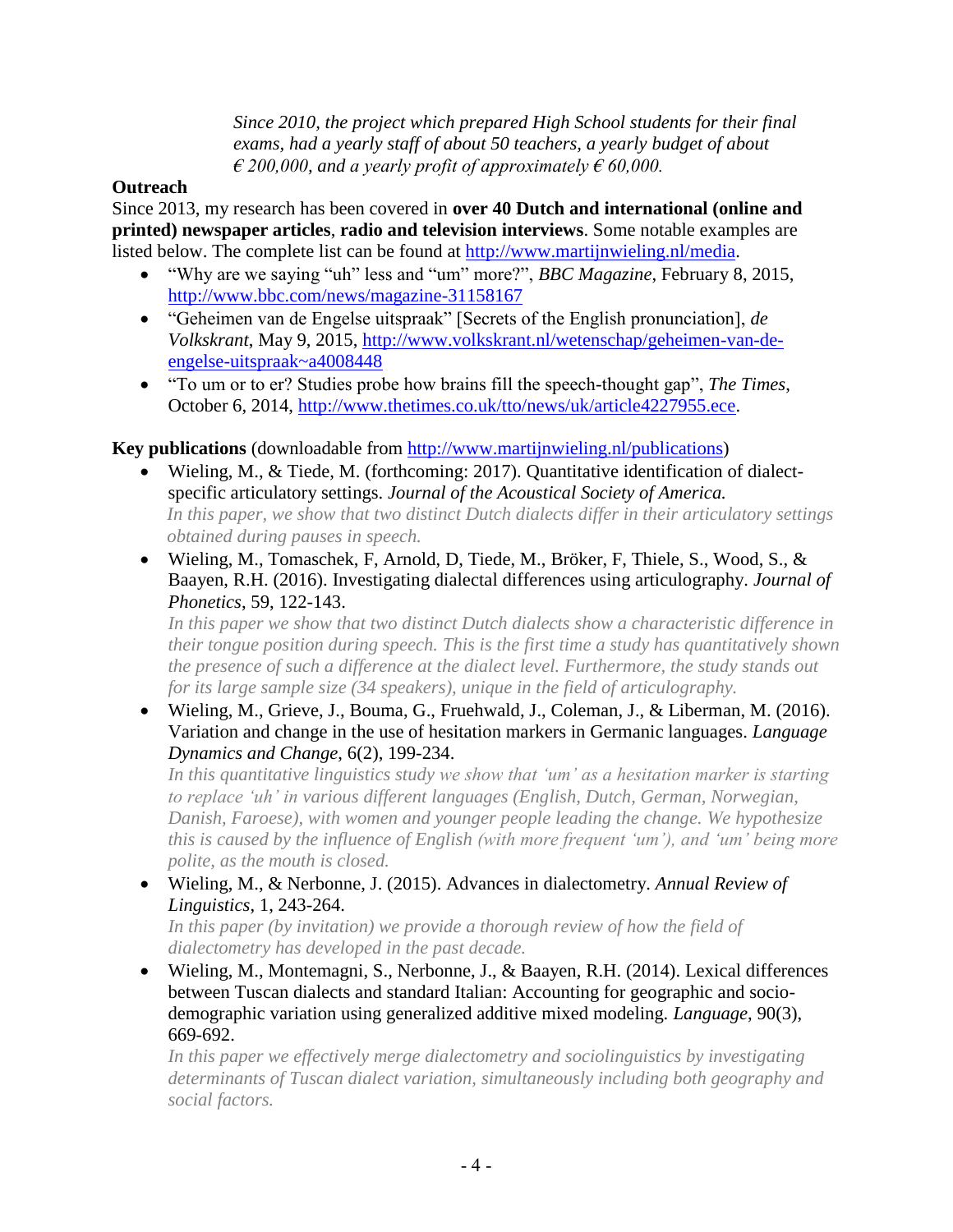*Since 2010, the project which prepared High School students for their final exams, had a yearly staff of about 50 teachers, a yearly budget of about € 200,000, and a yearly profit of approximately € 60,000.*

**Outreach**

Since 2013, my research has been covered in **over 40 Dutch and international (online and printed) newspaper articles**, **radio and television interviews**. Some notable examples are listed below. The complete list can be found at http://www.martijnwieling.nl/media.

- "Why are we saying "uh" less and "um" more?", *BBC Magazine*, February 8, 2015, http://www.bbc.com/news/magazine-31158167
- "Geheimen van de Engelse uitspraak" [Secrets of the English pronunciation], *de Volkskrant*, May 9, 2015, http://www.volkskrant.nl/wetenschap/geheimen-van-de-engelse-uitspraak~a4008448
- "To um or to er? Studies probe how brains fill the speech-thought gap", *The Times*, October 6, 2014, http://www.thetimes.co.uk/tto/news/uk/article4227955.ece.

**Key publications** (downloadable from http://www.martijnwieling.nl/publications)

- Wieling, M., & Tiede, M. (forthcoming: 2017). Quantitative identification of dialect-specific articulatory settings. *Journal of the Acoustical Society of America.*
  *In this paper, we show that two distinct Dutch dialects differ in their articulatory settings obtained during pauses in speech.*
- Wieling, M., Tomaschek, F, Arnold, D, Tiede, M., Bröker, F, Thiele, S., Wood, S., & Baayen, R.H. (2016). Investigating dialectal differences using articulography. *Journal of Phonetics*, 59, 122-143.
  *In this paper we show that two distinct Dutch dialects show a characteristic difference in their tongue position during speech. This is the first time a study has quantitatively shown the presence of such a difference at the dialect level. Furthermore, the study stands out for its large sample size (34 speakers), unique in the field of articulography.*
- Wieling, M., Grieve, J., Bouma, G., Fruehwald, J., Coleman, J., & Liberman, M. (2016). Variation and change in the use of hesitation markers in Germanic languages. *Language Dynamics and Change*, 6(2), 199-234.
  *In this quantitative linguistics study we show that 'um' as a hesitation marker is starting to replace 'uh' in various different languages (English, Dutch, German, Norwegian, Danish, Faroese), with women and younger people leading the change. We hypothesize this is caused by the influence of English (with more frequent 'um'), and 'um' being more polite, as the mouth is closed.*
- Wieling, M., & Nerbonne, J. (2015). Advances in dialectometry. *Annual Review of Linguistics*, 1, 243-264.
  *In this paper (by invitation) we provide a thorough review of how the field of dialectometry has developed in the past decade.*
- Wieling, M., Montemagni, S., Nerbonne, J., & Baayen, R.H. (2014). Lexical differences between Tuscan dialects and standard Italian: Accounting for geographic and socio-demographic variation using generalized additive mixed modeling. *Language*, 90(3), 669-692.
  *In this paper we effectively merge dialectometry and sociolinguistics by investigating determinants of Tuscan dialect variation, simultaneously including both geography and social factors.*